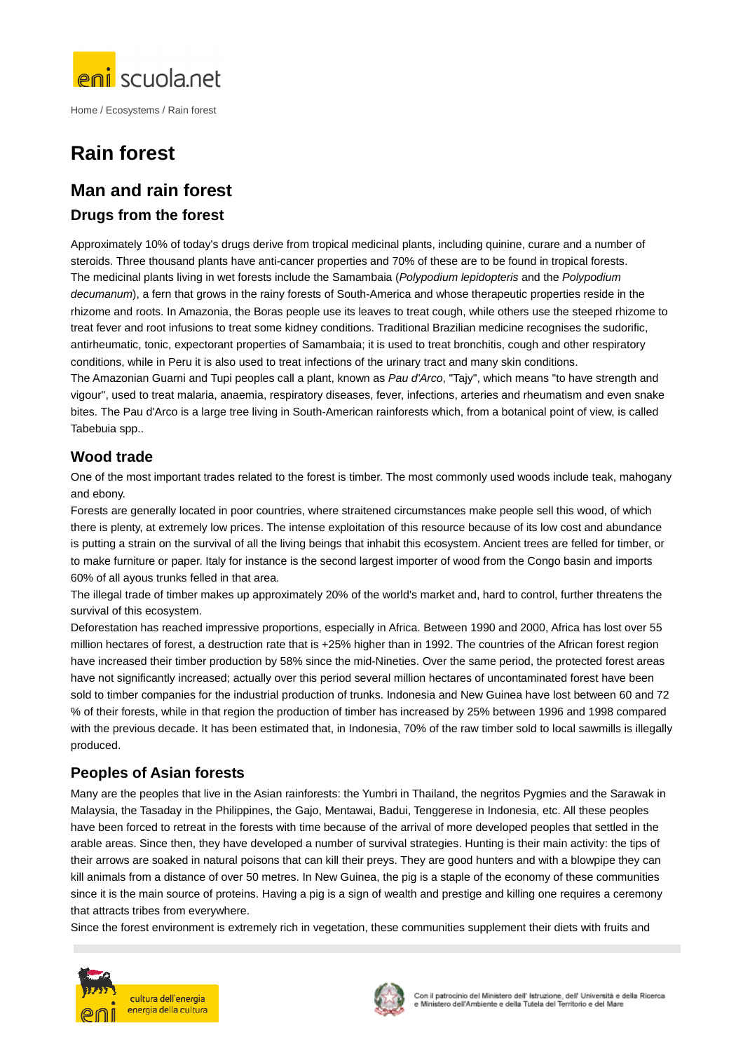Home / Ecosystems / Rain forest

# Rain forest

## Man and rain forest

### Drugs from the forest

Approximately 10% of today's drugs derive from tropical medicinal plants, including quinine, curare and a number of steroids. Three thousand plants have anti-cancer properties and 70% of these are to be found in tropical forests.
The medicinal plants living in wet forests include the Samambaia (*Polypodium lepidopteris* and the *Polypodium decumanum*), a fern that grows in the rainy forests of South-America and whose therapeutic properties reside in the rhizome and roots. In Amazonia, the Boras people use its leaves to treat cough, while others use the steeped rhizome to treat fever and root infusions to treat some kidney conditions. Traditional Brazilian medicine recognises the sudorific, antirheumatic, tonic, expectorant properties of Samambaia; it is used to treat bronchitis, cough and other respiratory conditions, while in Peru it is also used to treat infections of the urinary tract and many skin conditions.
The Amazonian Guarni and Tupi peoples call a plant, known as *Pau d'Arco*, "Tajy", which means "to have strength and vigour", used to treat malaria, anaemia, respiratory diseases, fever, infections, arteries and rheumatism and even snake bites. The Pau d'Arco is a large tree living in South-American rainforests which, from a botanical point of view, is called Tabebuia spp..

### Wood trade

One of the most important trades related to the forest is timber. The most commonly used woods include teak, mahogany and ebony.
Forests are generally located in poor countries, where straitened circumstances make people sell this wood, of which there is plenty, at extremely low prices. The intense exploitation of this resource because of its low cost and abundance is putting a strain on the survival of all the living beings that inhabit this ecosystem. Ancient trees are felled for timber, or to make furniture or paper. Italy for instance is the second largest importer of wood from the Congo basin and imports 60% of all ayous trunks felled in that area.
The illegal trade of timber makes up approximately 20% of the world's market and, hard to control, further threatens the survival of this ecosystem.
Deforestation has reached impressive proportions, especially in Africa. Between 1990 and 2000, Africa has lost over 55 million hectares of forest, a destruction rate that is +25% higher than in 1992. The countries of the African forest region have increased their timber production by 58% since the mid-Nineties. Over the same period, the protected forest areas have not significantly increased; actually over this period several million hectares of uncontaminated forest have been sold to timber companies for the industrial production of trunks. Indonesia and New Guinea have lost between 60 and 72 % of their forests, while in that region the production of timber has increased by 25% between 1996 and 1998 compared with the previous decade. It has been estimated that, in Indonesia, 70% of the raw timber sold to local sawmills is illegally produced.

### Peoples of Asian forests

Many are the peoples that live in the Asian rainforests: the Yumbri in Thailand, the negritos Pygmies and the Sarawak in Malaysia, the Tasaday in the Philippines, the Gajo, Mentawai, Badui, Tenggerese in Indonesia, etc. All these peoples have been forced to retreat in the forests with time because of the arrival of more developed peoples that settled in the arable areas. Since then, they have developed a number of survival strategies. Hunting is their main activity: the tips of their arrows are soaked in natural poisons that can kill their preys. They are good hunters and with a blowpipe they can kill animals from a distance of over 50 metres. In New Guinea, the pig is a staple of the economy of these communities since it is the main source of proteins. Having a pig is a sign of wealth and prestige and killing one requires a ceremony that attracts tribes from everywhere.
Since the forest environment is extremely rich in vegetation, these communities supplement their diets with fruits and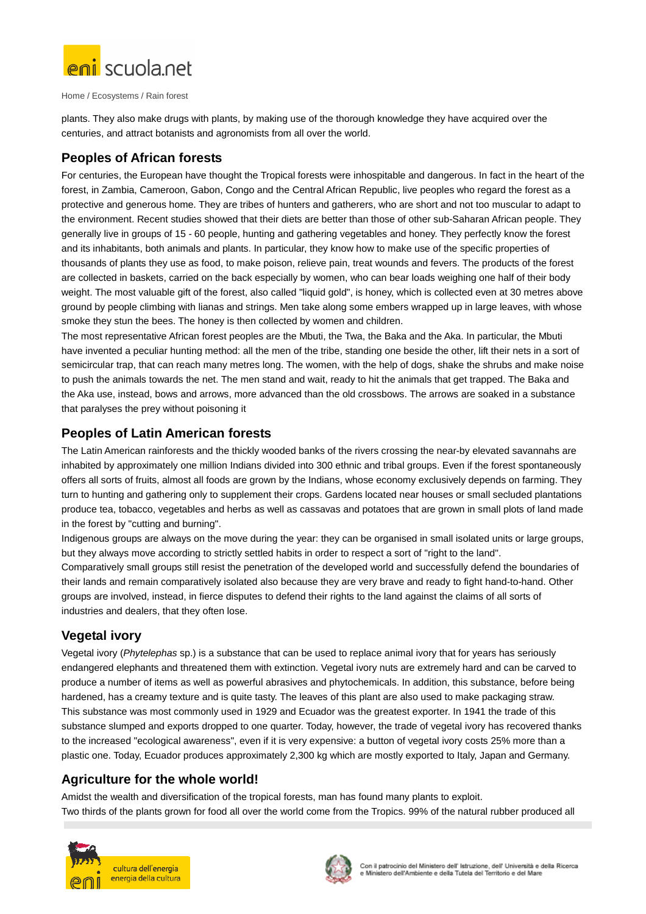plants. They also make drugs with plants, by making use of the thorough knowledge they have acquired over the centuries, and attract botanists and agronomists from all over the world.

## Peoples of African forests

For centuries, the European have thought the Tropical forests were inhospitable and dangerous. In fact in the heart of the forest, in Zambia, Cameroon, Gabon, Congo and the Central African Republic, live peoples who regard the forest as a protective and generous home. They are tribes of hunters and gatherers, who are short and not too muscular to adapt to the environment. Recent studies showed that their diets are better than those of other sub-Saharan African people. They generally live in groups of 15 - 60 people, hunting and gathering vegetables and honey. They perfectly know the forest and its inhabitants, both animals and plants. In particular, they know how to make use of the specific properties of thousands of plants they use as food, to make poison, relieve pain, treat wounds and fevers. The products of the forest are collected in baskets, carried on the back especially by women, who can bear loads weighing one half of their body weight. The most valuable gift of the forest, also called "liquid gold", is honey, which is collected even at 30 metres above ground by people climbing with lianas and strings. Men take along some embers wrapped up in large leaves, with whose smoke they stun the bees. The honey is then collected by women and children.

The most representative African forest peoples are the Mbuti, the Twa, the Baka and the Aka. In particular, the Mbuti have invented a peculiar hunting method: all the men of the tribe, standing one beside the other, lift their nets in a sort of semicircular trap, that can reach many metres long. The women, with the help of dogs, shake the shrubs and make noise to push the animals towards the net. The men stand and wait, ready to hit the animals that get trapped. The Baka and the Aka use, instead, bows and arrows, more advanced than the old crossbows. The arrows are soaked in a substance that paralyses the prey without poisoning it

## Peoples of Latin American forests

The Latin American rainforests and the thickly wooded banks of the rivers crossing the near-by elevated savannahs are inhabited by approximately one million Indians divided into 300 ethnic and tribal groups. Even if the forest spontaneously offers all sorts of fruits, almost all foods are grown by the Indians, whose economy exclusively depends on farming. They turn to hunting and gathering only to supplement their crops. Gardens located near houses or small secluded plantations produce tea, tobacco, vegetables and herbs as well as cassavas and potatoes that are grown in small plots of land made in the forest by "cutting and burning".

Indigenous groups are always on the move during the year: they can be organised in small isolated units or large groups, but they always move according to strictly settled habits in order to respect a sort of "right to the land".

Comparatively small groups still resist the penetration of the developed world and successfully defend the boundaries of their lands and remain comparatively isolated also because they are very brave and ready to fight hand-to-hand. Other groups are involved, instead, in fierce disputes to defend their rights to the land against the claims of all sorts of industries and dealers, that they often lose.

## Vegetal ivory

Vegetal ivory (*Phytelephas* sp.) is a substance that can be used to replace animal ivory that for years has seriously endangered elephants and threatened them with extinction. Vegetal ivory nuts are extremely hard and can be carved to produce a number of items as well as powerful abrasives and phytochemicals. In addition, this substance, before being hardened, has a creamy texture and is quite tasty. The leaves of this plant are also used to make packaging straw.

This substance was most commonly used in 1929 and Ecuador was the greatest exporter. In 1941 the trade of this substance slumped and exports dropped to one quarter. Today, however, the trade of vegetal ivory has recovered thanks to the increased "ecological awareness", even if it is very expensive: a button of vegetal ivory costs 25% more than a plastic one. Today, Ecuador produces approximately 2,300 kg which are mostly exported to Italy, Japan and Germany.

## Agriculture for the whole world!

Amidst the wealth and diversification of the tropical forests, man has found many plants to exploit.

Two thirds of the plants grown for food all over the world come from the Tropics. 99% of the natural rubber produced all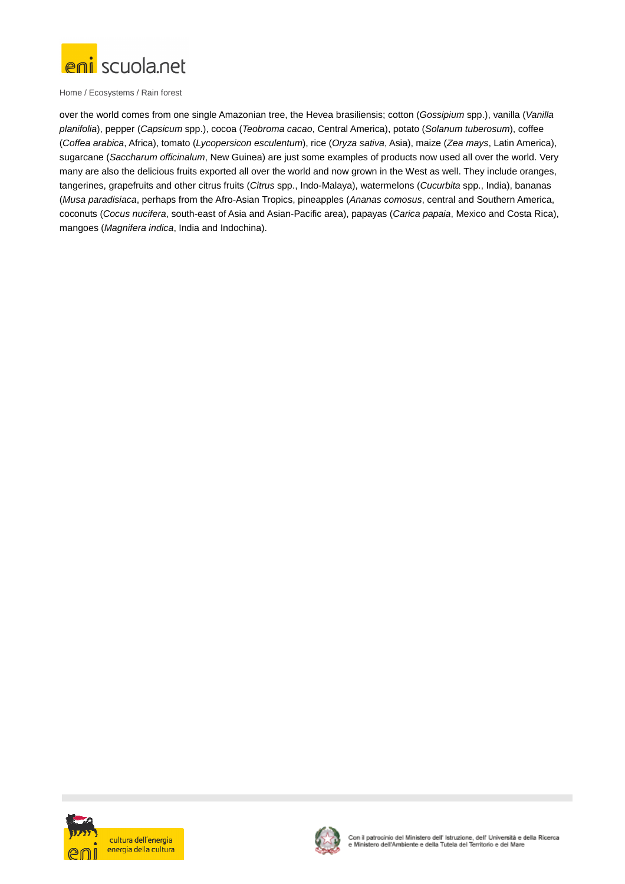over the world comes from one single Amazonian tree, the Hevea brasiliensis; cotton (*Gossipium* spp.), vanilla (*Vanilla planifolia*), pepper (*Capsicum* spp.), cocoa (*Teobroma cacao*, Central America), potato (*Solanum tuberosum*), coffee (*Coffea arabica*, Africa), tomato (*Lycopersicon esculentum*), rice (*Oryza sativa*, Asia), maize (*Zea mays*, Latin America), sugarcane (*Saccharum officinalum*, New Guinea) are just some examples of products now used all over the world. Very many are also the delicious fruits exported all over the world and now grown in the West as well. They include oranges, tangerines, grapefruits and other citrus fruits (*Citrus* spp., Indo-Malaya), watermelons (*Cucurbita* spp., India), bananas (*Musa paradisiaca*, perhaps from the Afro-Asian Tropics, pineapples (*Ananas comosus*, central and Southern America, coconuts (*Cocus nucifera*, south-east of Asia and Asian-Pacific area), papayas (*Carica papaia*, Mexico and Costa Rica), mangoes (*Magnifera indica*, India and Indochina).